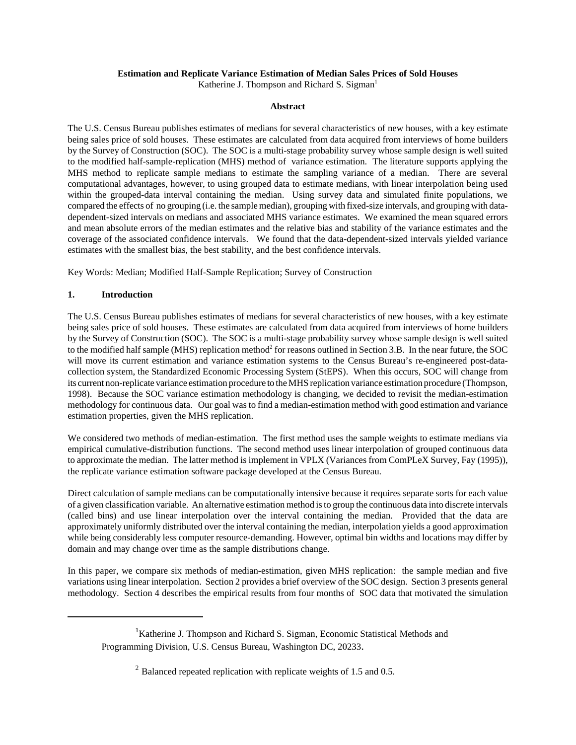**Estimation and Replicate Variance Estimation of Median Sales Prices of Sold Houses**

Katherine J. Thompson and Richard S. Sigman[1]

**Abstract**

The U.S. Census Bureau publishes estimates of medians for several characteristics of new houses, with a key estimate being sales price of sold houses. These estimates are calculated from data acquired from interviews of home builders by the Survey of Construction (SOC). The SOC is a multi-stage probability survey whose sample design is well suited to the modified half-sample-replication (MHS) method of variance estimation. The literature supports applying the MHS method to replicate sample medians to estimate the sampling variance of a median. There are several computational advantages, however, to using grouped data to estimate medians, with linear interpolation being used within the grouped-data interval containing the median. Using survey data and simulated finite populations, we compared the effects of no grouping (i.e. the sample median), grouping with fixed-size intervals, and grouping with data-dependent-sized intervals on medians and associated MHS variance estimates. We examined the mean squared errors and mean absolute errors of the median estimates and the relative bias and stability of the variance estimates and the coverage of the associated confidence intervals. We found that the data-dependent-sized intervals yielded variance estimates with the smallest bias, the best stability, and the best confidence intervals.

Key Words: Median; Modified Half-Sample Replication; Survey of Construction

## 1. Introduction

The U.S. Census Bureau publishes estimates of medians for several characteristics of new houses, with a key estimate being sales price of sold houses. These estimates are calculated from data acquired from interviews of home builders by the Survey of Construction (SOC). The SOC is a multi-stage probability survey whose sample design is well suited to the modified half sample (MHS) replication method[2] for reasons outlined in Section 3.B. In the near future, the SOC will move its current estimation and variance estimation systems to the Census Bureau's re-engineered post-data-collection system, the Standardized Economic Processing System (StEPS). When this occurs, SOC will change from its current non-replicate variance estimation procedure to the MHS replication variance estimation procedure (Thompson, 1998). Because the SOC variance estimation methodology is changing, we decided to revisit the median-estimation methodology for continuous data. Our goal was to find a median-estimation method with good estimation and variance estimation properties, given the MHS replication.

We considered two methods of median-estimation. The first method uses the sample weights to estimate medians via empirical cumulative-distribution functions. The second method uses linear interpolation of grouped continuous data to approximate the median. The latter method is implement in VPLX (Variances from ComPLeX Survey, Fay (1995)), the replicate variance estimation software package developed at the Census Bureau.

Direct calculation of sample medians can be computationally intensive because it requires separate sorts for each value of a given classification variable. An alternative estimation method is to group the continuous data into discrete intervals (called bins) and use linear interpolation over the interval containing the median. Provided that the data are approximately uniformly distributed over the interval containing the median, interpolation yields a good approximation while being considerably less computer resource-demanding. However, optimal bin widths and locations may differ by domain and may change over time as the sample distributions change.

In this paper, we compare six methods of median-estimation, given MHS replication: the sample median and five variations using linear interpolation. Section 2 provides a brief overview of the SOC design. Section 3 presents general methodology. Section 4 describes the empirical results from four months of SOC data that motivated the simulation

---

[1] Katherine J. Thompson and Richard S. Sigman, Economic Statistical Methods and Programming Division, U.S. Census Bureau, Washington DC, 20233.

[2] Balanced repeated replication with replicate weights of 1.5 and 0.5.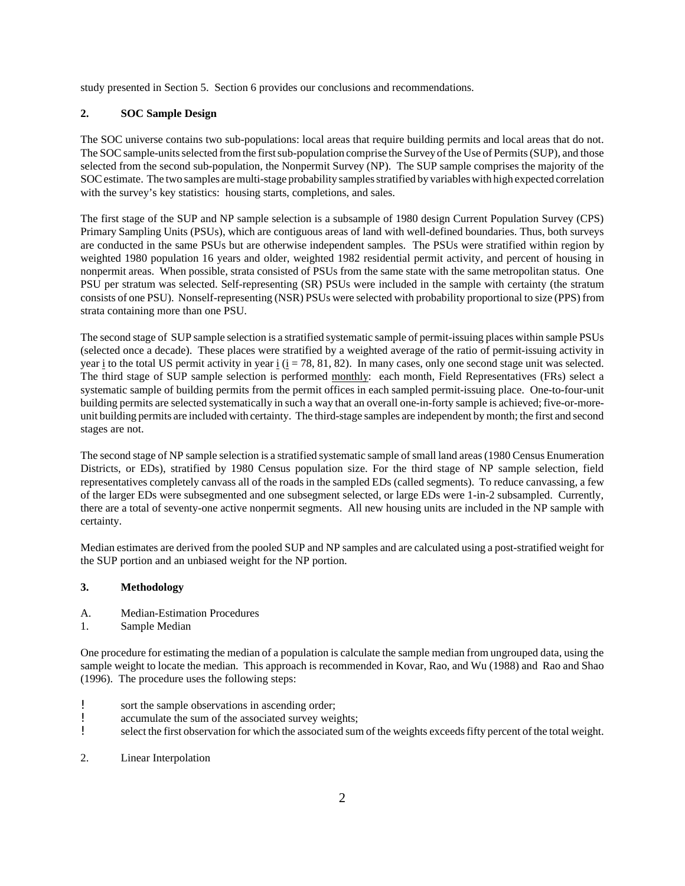study presented in Section 5. Section 6 provides our conclusions and recommendations.

## 2. SOC Sample Design

The SOC universe contains two sub-populations: local areas that require building permits and local areas that do not. The SOC sample-units selected from the first sub-population comprise the Survey of the Use of Permits (SUP), and those selected from the second sub-population, the Nonpermit Survey (NP). The SUP sample comprises the majority of the SOC estimate. The two samples are multi-stage probability samples stratified by variables with high expected correlation with the survey's key statistics: housing starts, completions, and sales.

The first stage of the SUP and NP sample selection is a subsample of 1980 design Current Population Survey (CPS) Primary Sampling Units (PSUs), which are contiguous areas of land with well-defined boundaries. Thus, both surveys are conducted in the same PSUs but are otherwise independent samples. The PSUs were stratified within region by weighted 1980 population 16 years and older, weighted 1982 residential permit activity, and percent of housing in nonpermit areas. When possible, strata consisted of PSUs from the same state with the same metropolitan status. One PSU per stratum was selected. Self-representing (SR) PSUs were included in the sample with certainty (the stratum consists of one PSU). Nonself-representing (NSR) PSUs were selected with probability proportional to size (PPS) from strata containing more than one PSU.

The second stage of SUP sample selection is a stratified systematic sample of permit-issuing places within sample PSUs (selected once a decade). These places were stratified by a weighted average of the ratio of permit-issuing activity in year i to the total US permit activity in year i (i = 78, 81, 82). In many cases, only one second stage unit was selected. The third stage of SUP sample selection is performed monthly: each month, Field Representatives (FRs) select a systematic sample of building permits from the permit offices in each sampled permit-issuing place. One-to-four-unit building permits are selected systematically in such a way that an overall one-in-forty sample is achieved; five-or-more-unit building permits are included with certainty. The third-stage samples are independent by month; the first and second stages are not.

The second stage of NP sample selection is a stratified systematic sample of small land areas (1980 Census Enumeration Districts, or EDs), stratified by 1980 Census population size. For the third stage of NP sample selection, field representatives completely canvass all of the roads in the sampled EDs (called segments). To reduce canvassing, a few of the larger EDs were subsegmented and one subsegment selected, or large EDs were 1-in-2 subsampled. Currently, there are a total of seventy-one active nonpermit segments. All new housing units are included in the NP sample with certainty.

Median estimates are derived from the pooled SUP and NP samples and are calculated using a post-stratified weight for the SUP portion and an unbiased weight for the NP portion.

## 3. Methodology

A. Median-Estimation Procedures

1. Sample Median

One procedure for estimating the median of a population is calculate the sample median from ungrouped data, using the sample weight to locate the median. This approach is recommended in Kovar, Rao, and Wu (1988) and Rao and Shao (1996). The procedure uses the following steps:

- sort the sample observations in ascending order;
- accumulate the sum of the associated survey weights;
- select the first observation for which the associated sum of the weights exceeds fifty percent of the total weight.

2. Linear Interpolation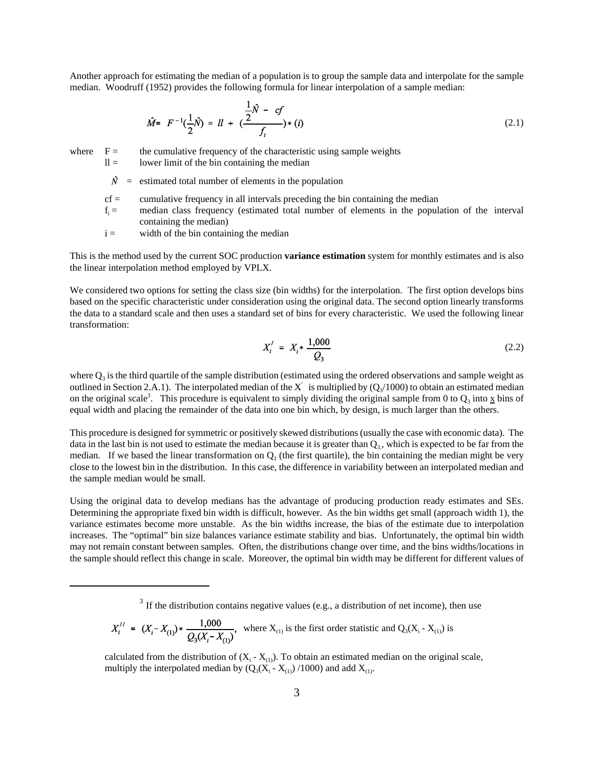Another approach for estimating the median of a population is to group the sample data and interpolate for the sample median. Woodruff (1952) provides the following formula for linear interpolation of a sample median:

$$\hat{M} = F^{-1}(\frac{1}{2}\hat{N}) \approx ll + (\frac{\frac{1}{2}\hat{N} - cf}{f_i}) * (i) \tag{2.1}$$

where
- $F$ = the cumulative frequency of the characteristic using sample weights
- $ll$ = lower limit of the bin containing the median
- $\hat{N}$ = estimated total number of elements in the population
- $cf$ = cumulative frequency in all intervals preceding the bin containing the median
- $f_i$ = median class frequency (estimated total number of elements in the population of the interval containing the median)
- $i$ = width of the bin containing the median

This is the method used by the current SOC production **variance estimation** system for monthly estimates and is also the linear interpolation method employed by VPLX.

We considered two options for setting the class size (bin widths) for the interpolation. The first option develops bins based on the specific characteristic under consideration using the original data. The second option linearly transforms the data to a standard scale and then uses a standard set of bins for every characteristic. We used the following linear transformation:

$$X_i^{\prime} = X_i * \frac{1{,}000}{Q_3} \tag{2.2}$$

where $Q_3$ is the third quartile of the sample distribution (estimated using the ordered observations and sample weight as outlined in Section 2.A.1). The interpolated median of the $X^{\prime}$ is multiplied by ($Q_3$/1000) to obtain an estimated median on the original scale[3]. This procedure is equivalent to simply dividing the original sample from 0 to $Q_3$ into <u>x</u> bins of equal width and placing the remainder of the data into one bin which, by design, is much larger than the others.

This procedure is designed for symmetric or positively skewed distributions (usually the case with economic data). The data in the last bin is not used to estimate the median because it is greater than $Q_3$, which is expected to be far from the median. If we based the linear transformation on $Q_1$ (the first quartile), the bin containing the median might be very close to the lowest bin in the distribution. In this case, the difference in variability between an interpolated median and the sample median would be small.

Using the original data to develop medians has the advantage of producing production ready estimates and SEs. Determining the appropriate fixed bin width is difficult, however. As the bin widths get small (approach width 1), the variance estimates become more unstable. As the bin widths increase, the bias of the estimate due to interpolation increases. The "optimal" bin size balances variance estimate stability and bias. Unfortunately, the optimal bin width may not remain constant between samples. Often, the distributions change over time, and the bins widths/locations in the sample should reflect this change in scale. Moreover, the optimal bin width may be different for different values of

---

[3] If the distribution contains negative values (e.g., a distribution of net income), then use

$$X_i^{\prime\prime} = (X_i - X_{(1)}) * \frac{1{,}000}{Q_3(X_i - X_{(1)})},$$ where $X_{(1)}$ is the first order statistic and $Q_3(X_i - X_{(1)})$ is calculated from the distribution of $(X_i - X_{(1)})$. To obtain an estimated median on the original scale, multiply the interpolated median by $(Q_3(X_i - X_{(1)})/1000)$ and add $X_{(1)}$.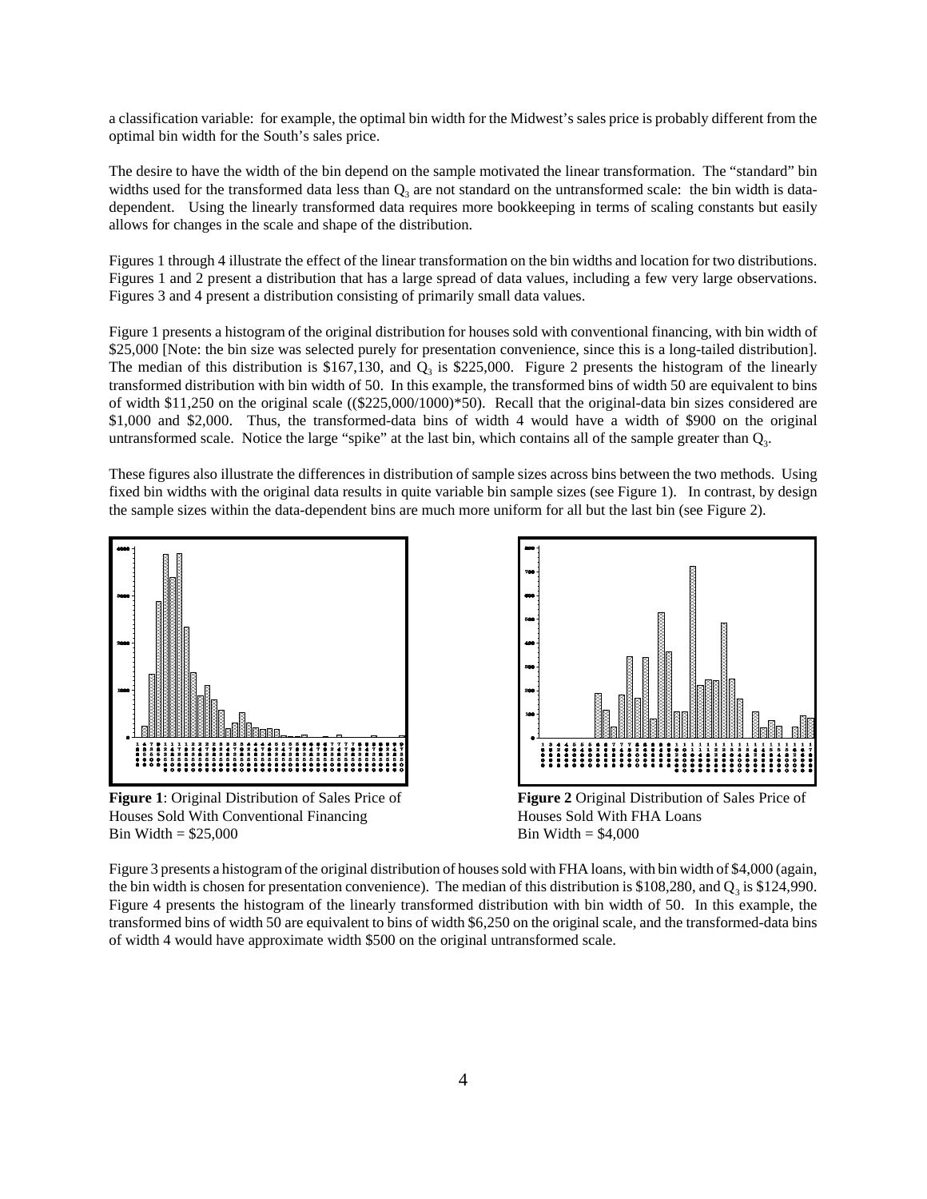a classification variable: for example, the optimal bin width for the Midwest's sales price is probably different from the optimal bin width for the South's sales price.

The desire to have the width of the bin depend on the sample motivated the linear transformation. The "standard" bin widths used for the transformed data less than $Q_3$ are not standard on the untransformed scale: the bin width is data-dependent. Using the linearly transformed data requires more bookkeeping in terms of scaling constants but easily allows for changes in the scale and shape of the distribution.

Figures 1 through 4 illustrate the effect of the linear transformation on the bin widths and location for two distributions. Figures 1 and 2 present a distribution that has a large spread of data values, including a few very large observations. Figures 3 and 4 present a distribution consisting of primarily small data values.

Figure 1 presents a histogram of the original distribution for houses sold with conventional financing, with bin width of $25,000 [Note: the bin size was selected purely for presentation convenience, since this is a long-tailed distribution]. The median of this distribution is $167,130, and $Q_3$ is $225,000. Figure 2 presents the histogram of the linearly transformed distribution with bin width of 50. In this example, the transformed bins of width 50 are equivalent to bins of width $11,250 on the original scale (($225,000/1000)*50). Recall that the original-data bin sizes considered are $1,000 and $2,000. Thus, the transformed-data bins of width 4 would have a width of $900 on the original untransformed scale. Notice the large "spike" at the last bin, which contains all of the sample greater than $Q_3$.

These figures also illustrate the differences in distribution of sample sizes across bins between the two methods. Using fixed bin widths with the original data results in quite variable bin sample sizes (see Figure 1). In contrast, by design the sample sizes within the data-dependent bins are much more uniform for all but the last bin (see Figure 2).

**Figure 1**: Original Distribution of Sales Price of Houses Sold With Conventional Financing
Bin Width = $25,000

**Figure 2** Original Distribution of Sales Price of Houses Sold With FHA Loans
Bin Width = $4,000

Figure 3 presents a histogram of the original distribution of houses sold with FHA loans, with bin width of $4,000 (again, the bin width is chosen for presentation convenience). The median of this distribution is $108,280, and $Q_3$ is $124,990. Figure 4 presents the histogram of the linearly transformed distribution with bin width of 50. In this example, the transformed bins of width 50 are equivalent to bins of width $6,250 on the original scale, and the transformed-data bins of width 4 would have approximate width $500 on the original untransformed scale.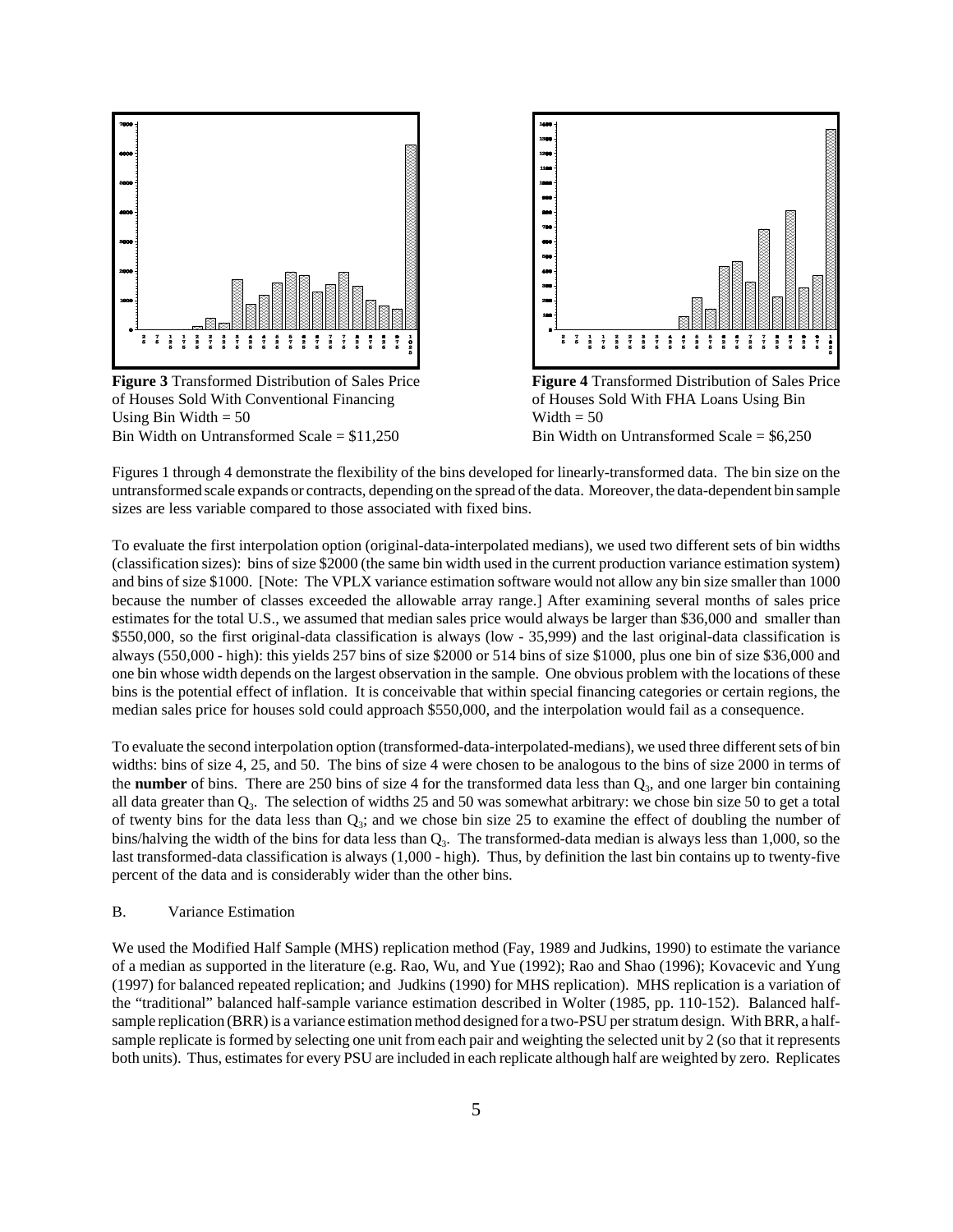**Figure 3** Transformed Distribution of Sales Price of Houses Sold With Conventional Financing Using Bin Width = 50
Bin Width on Untransformed Scale = $11,250

**Figure 4** Transformed Distribution of Sales Price of Houses Sold With FHA Loans Using Bin Width = 50
Bin Width on Untransformed Scale = $6,250

Figures 1 through 4 demonstrate the flexibility of the bins developed for linearly-transformed data. The bin size on the untransformed scale expands or contracts, depending on the spread of the data. Moreover, the data-dependent bin sample sizes are less variable compared to those associated with fixed bins.

To evaluate the first interpolation option (original-data-interpolated medians), we used two different sets of bin widths (classification sizes): bins of size $2000 (the same bin width used in the current production variance estimation system) and bins of size $1000. [Note: The VPLX variance estimation software would not allow any bin size smaller than 1000 because the number of classes exceeded the allowable array range.] After examining several months of sales price estimates for the total U.S., we assumed that median sales price would always be larger than $36,000 and smaller than $550,000, so the first original-data classification is always (low - 35,999) and the last original-data classification is always (550,000 - high): this yields 257 bins of size $2000 or 514 bins of size $1000, plus one bin of size $36,000 and one bin whose width depends on the largest observation in the sample. One obvious problem with the locations of these bins is the potential effect of inflation. It is conceivable that within special financing categories or certain regions, the median sales price for houses sold could approach $550,000, and the interpolation would fail as a consequence.

To evaluate the second interpolation option (transformed-data-interpolated-medians), we used three different sets of bin widths: bins of size 4, 25, and 50. The bins of size 4 were chosen to be analogous to the bins of size 2000 in terms of the **number** of bins. There are 250 bins of size 4 for the transformed data less than $Q_3$, and one larger bin containing all data greater than $Q_3$. The selection of widths 25 and 50 was somewhat arbitrary: we chose bin size 50 to get a total of twenty bins for the data less than $Q_3$; and we chose bin size 25 to examine the effect of doubling the number of bins/halving the width of the bins for data less than $Q_3$. The transformed-data median is always less than 1,000, so the last transformed-data classification is always (1,000 - high). Thus, by definition the last bin contains up to twenty-five percent of the data and is considerably wider than the other bins.

B. Variance Estimation

We used the Modified Half Sample (MHS) replication method (Fay, 1989 and Judkins, 1990) to estimate the variance of a median as supported in the literature (e.g. Rao, Wu, and Yue (1992); Rao and Shao (1996); Kovacevic and Yung (1997) for balanced repeated replication; and Judkins (1990) for MHS replication). MHS replication is a variation of the "traditional" balanced half-sample variance estimation described in Wolter (1985, pp. 110-152). Balanced half-sample replication (BRR) is a variance estimation method designed for a two-PSU per stratum design. With BRR, a half-sample replicate is formed by selecting one unit from each pair and weighting the selected unit by 2 (so that it represents both units). Thus, estimates for every PSU are included in each replicate although half are weighted by zero. Replicates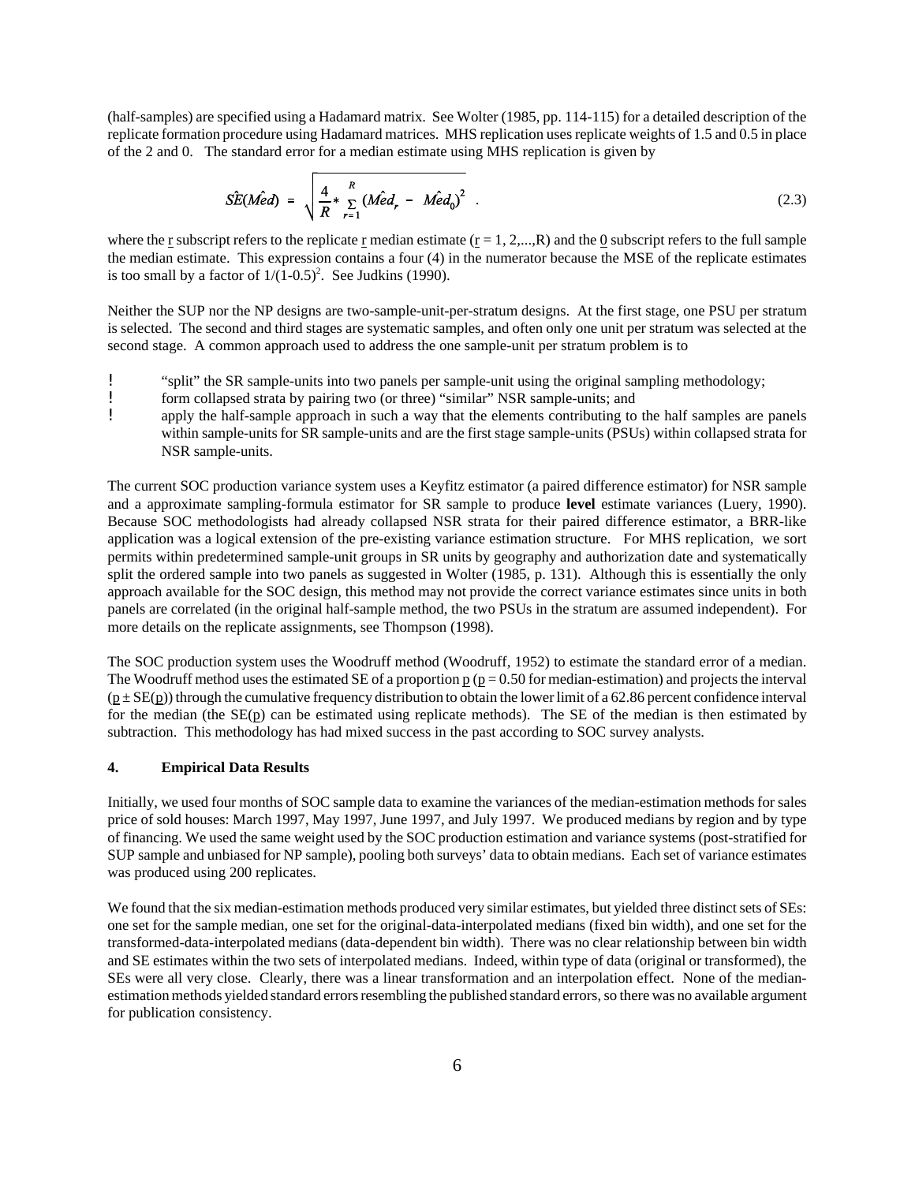(half-samples) are specified using a Hadamard matrix. See Wolter (1985, pp. 114-115) for a detailed description of the replicate formation procedure using Hadamard matrices. MHS replication uses replicate weights of 1.5 and 0.5 in place of the 2 and 0. The standard error for a median estimate using MHS replication is given by

$$\hat{SE}(\hat{Med}) = \sqrt{\frac{4}{R} * \sum_{r=1}^{R} (\hat{Med}_r - \hat{Med}_0)^2} \ . \tag{2.3}$$

where the $r$ subscript refers to the replicate $r$ median estimate ($r = 1, 2,...,R$) and the $0$ subscript refers to the full sample the median estimate. This expression contains a four (4) in the numerator because the MSE of the replicate estimates is too small by a factor of $1/(1\text{-}0.5)^2$. See Judkins (1990).

Neither the SUP nor the NP designs are two-sample-unit-per-stratum designs. At the first stage, one PSU per stratum is selected. The second and third stages are systematic samples, and often only one unit per stratum was selected at the second stage. A common approach used to address the one sample-unit per stratum problem is to

- "split" the SR sample-units into two panels per sample-unit using the original sampling methodology;
- form collapsed strata by pairing two (or three) "similar" NSR sample-units; and
- apply the half-sample approach in such a way that the elements contributing to the half samples are panels within sample-units for SR sample-units and are the first stage sample-units (PSUs) within collapsed strata for NSR sample-units.

The current SOC production variance system uses a Keyfitz estimator (a paired difference estimator) for NSR sample and a approximate sampling-formula estimator for SR sample to produce **level** estimate variances (Luery, 1990). Because SOC methodologists had already collapsed NSR strata for their paired difference estimator, a BRR-like application was a logical extension of the pre-existing variance estimation structure. For MHS replication, we sort permits within predetermined sample-unit groups in SR units by geography and authorization date and systematically split the ordered sample into two panels as suggested in Wolter (1985, p. 131). Although this is essentially the only approach available for the SOC design, this method may not provide the correct variance estimates since units in both panels are correlated (in the original half-sample method, the two PSUs in the stratum are assumed independent). For more details on the replicate assignments, see Thompson (1998).

The SOC production system uses the Woodruff method (Woodruff, 1952) to estimate the standard error of a median. The Woodruff method uses the estimated SE of a proportion $p$ ($p = 0.50$ for median-estimation) and projects the interval ($p \pm SE(p)$) through the cumulative frequency distribution to obtain the lower limit of a 62.86 percent confidence interval for the median (the $SE(p)$ can be estimated using replicate methods). The SE of the median is then estimated by subtraction. This methodology has had mixed success in the past according to SOC survey analysts.

## 4. Empirical Data Results

Initially, we used four months of SOC sample data to examine the variances of the median-estimation methods for sales price of sold houses: March 1997, May 1997, June 1997, and July 1997. We produced medians by region and by type of financing. We used the same weight used by the SOC production estimation and variance systems (post-stratified for SUP sample and unbiased for NP sample), pooling both surveys' data to obtain medians. Each set of variance estimates was produced using 200 replicates.

We found that the six median-estimation methods produced very similar estimates, but yielded three distinct sets of SEs: one set for the sample median, one set for the original-data-interpolated medians (fixed bin width), and one set for the transformed-data-interpolated medians (data-dependent bin width). There was no clear relationship between bin width and SE estimates within the two sets of interpolated medians. Indeed, within type of data (original or transformed), the SEs were all very close. Clearly, there was a linear transformation and an interpolation effect. None of the median-estimation methods yielded standard errors resembling the published standard errors, so there was no available argument for publication consistency.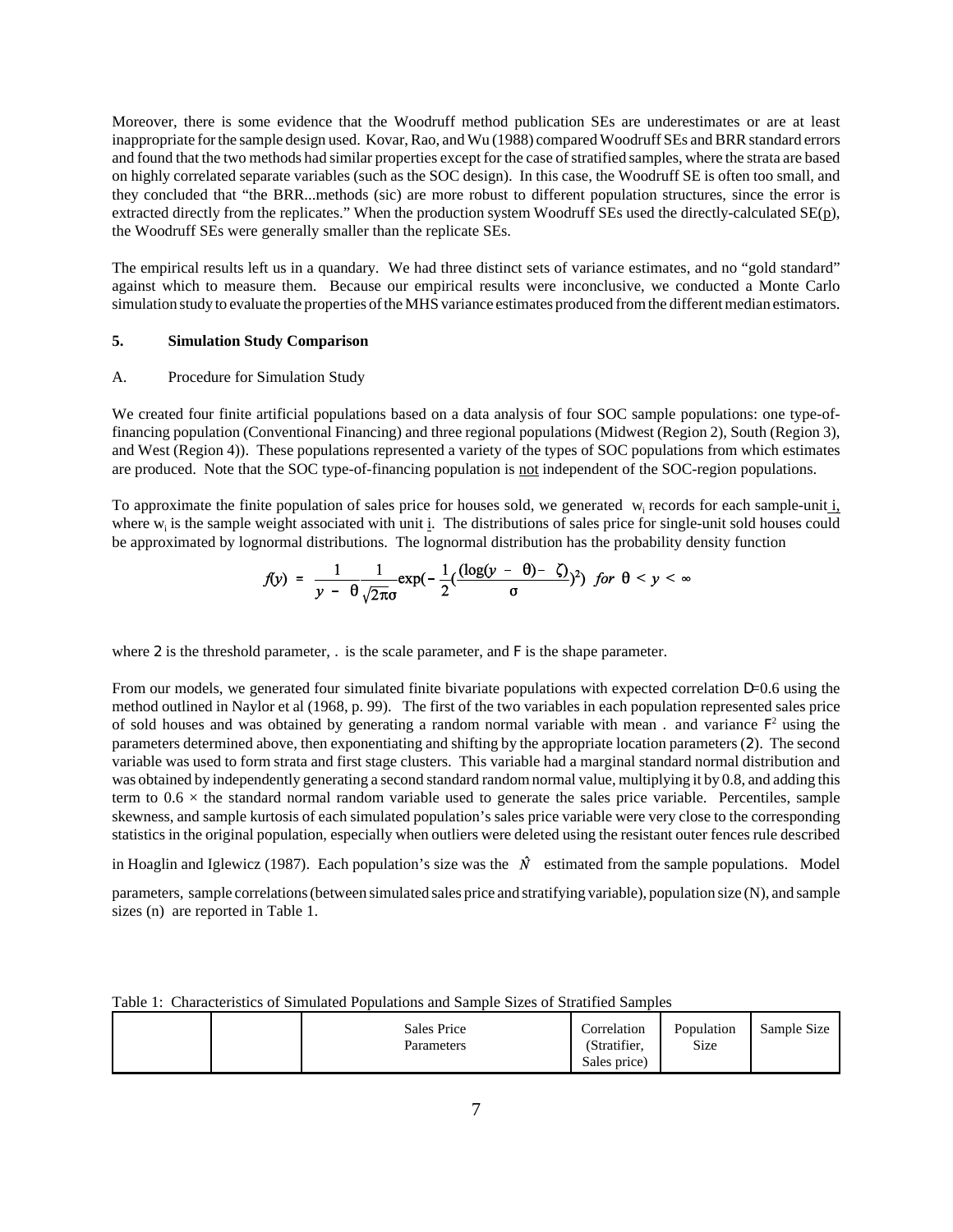Moreover, there is some evidence that the Woodruff method publication SEs are underestimates or are at least inappropriate for the sample design used. Kovar, Rao, and Wu (1988) compared Woodruff SEs and BRR standard errors and found that the two methods had similar properties except for the case of stratified samples, where the strata are based on highly correlated separate variables (such as the SOC design). In this case, the Woodruff SE is often too small, and they concluded that "the BRR...methods (sic) are more robust to different population structures, since the error is extracted directly from the replicates." When the production system Woodruff SEs used the directly-calculated SE(p), the Woodruff SEs were generally smaller than the replicate SEs.

The empirical results left us in a quandary. We had three distinct sets of variance estimates, and no "gold standard" against which to measure them. Because our empirical results were inconclusive, we conducted a Monte Carlo simulation study to evaluate the properties of the MHS variance estimates produced from the different median estimators.

## 5. Simulation Study Comparison

### A. Procedure for Simulation Study

We created four finite artificial populations based on a data analysis of four SOC sample populations: one type-of-financing population (Conventional Financing) and three regional populations (Midwest (Region 2), South (Region 3), and West (Region 4)). These populations represented a variety of the types of SOC populations from which estimates are produced. Note that the SOC type-of-financing population is not independent of the SOC-region populations.

To approximate the finite population of sales price for houses sold, we generated $w_i$ records for each sample-unit $i$, where $w_i$ is the sample weight associated with unit $i$. The distributions of sales price for single-unit sold houses could be approximated by lognormal distributions. The lognormal distribution has the probability density function

$$f(y) = \frac{1}{y - \theta}\frac{1}{\sqrt{2\pi}\sigma}\exp\left(-\frac{1}{2}\left(\frac{\log(y - \theta) - \zeta}{\sigma}\right)^2\right) \quad for \;\; \theta < y < \infty$$

where $\theta$ is the threshold parameter, $\zeta$ is the scale parameter, and $\sigma$ is the shape parameter.

From our models, we generated four simulated finite bivariate populations with expected correlation $\rho$=0.6 using the method outlined in Naylor et al (1968, p. 99). The first of the two variables in each population represented sales price of sold houses and was obtained by generating a random normal variable with mean $\zeta$ and variance $\sigma^2$ using the parameters determined above, then exponentiating and shifting by the appropriate location parameters ($\theta$). The second variable was used to form strata and first stage clusters. This variable had a marginal standard normal distribution and was obtained by independently generating a second standard random normal value, multiplying it by 0.8, and adding this term to 0.6 × the standard normal random variable used to generate the sales price variable. Percentiles, sample skewness, and sample kurtosis of each simulated population's sales price variable were very close to the corresponding statistics in the original population, especially when outliers were deleted using the resistant outer fences rule described in Hoaglin and Iglewicz (1987). Each population's size was the $\hat{N}$ estimated from the sample populations. Model parameters, sample correlations (between simulated sales price and stratifying variable), population size (N), and sample sizes (n) are reported in Table 1.

Table 1: Characteristics of Simulated Populations and Sample Sizes of Stratified Samples

| | | Sales Price Parameters | Correlation (Stratifier, Sales price) | Population Size | Sample Size |
|---|---|---|---|---|---|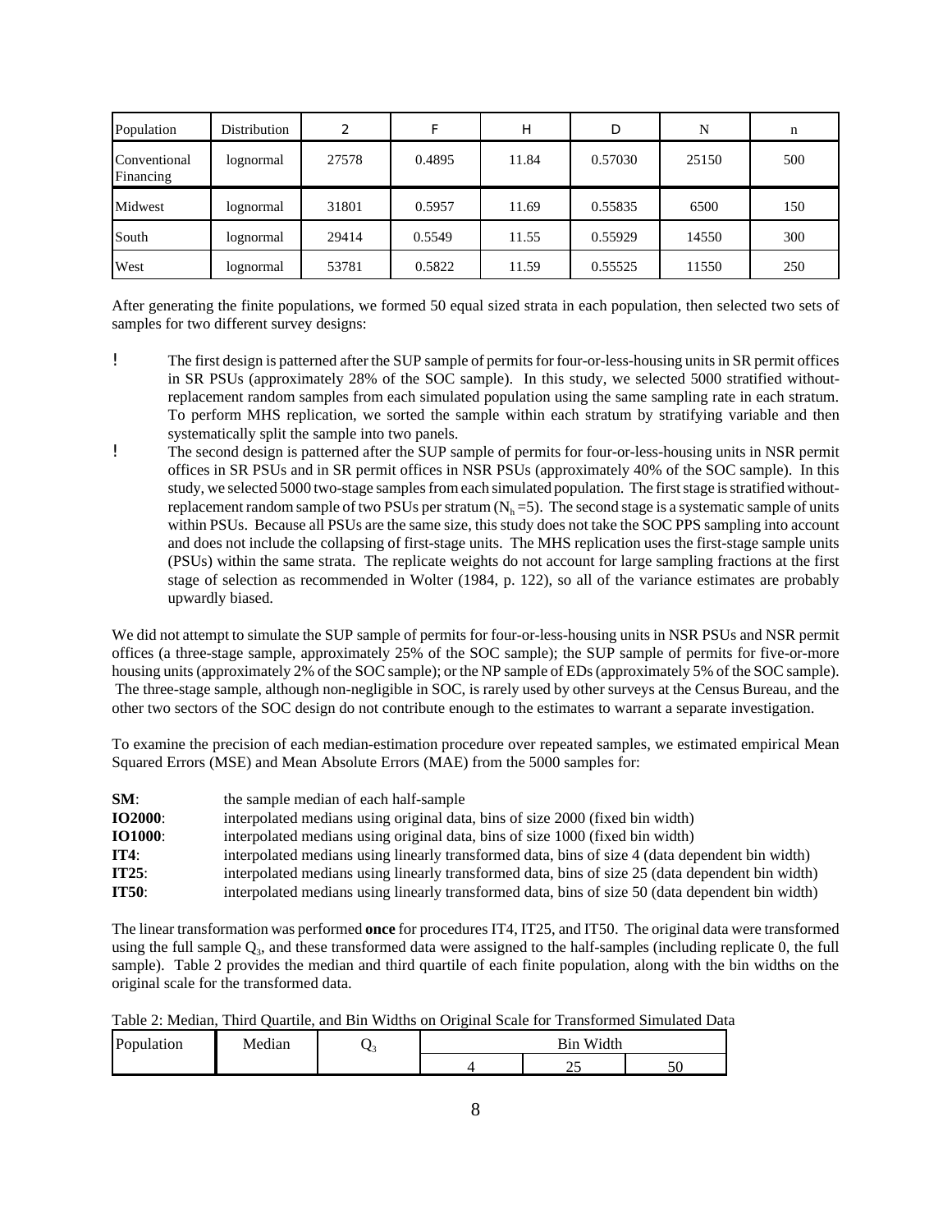| Population | Distribution | 2 | F | H | D | N | n |
|---|---|---|---|---|---|---|---|
| Conventional Financing | lognormal | 27578 | 0.4895 | 11.84 | 0.57030 | 25150 | 500 |
| Midwest | lognormal | 31801 | 0.5957 | 11.69 | 0.55835 | 6500 | 150 |
| South | lognormal | 29414 | 0.5549 | 11.55 | 0.55929 | 14550 | 300 |
| West | lognormal | 53781 | 0.5822 | 11.59 | 0.55525 | 11550 | 250 |

After generating the finite populations, we formed 50 equal sized strata in each population, then selected two sets of samples for two different survey designs:

- The first design is patterned after the SUP sample of permits for four-or-less-housing units in SR permit offices in SR PSUs (approximately 28% of the SOC sample). In this study, we selected 5000 stratified without-replacement random samples from each simulated population using the same sampling rate in each stratum. To perform MHS replication, we sorted the sample within each stratum by stratifying variable and then systematically split the sample into two panels.
- The second design is patterned after the SUP sample of permits for four-or-less-housing units in NSR permit offices in SR PSUs and in SR permit offices in NSR PSUs (approximately 40% of the SOC sample). In this study, we selected 5000 two-stage samples from each simulated population. The first stage is stratified without-replacement random sample of two PSUs per stratum ($N_h = 5$). The second stage is a systematic sample of units within PSUs. Because all PSUs are the same size, this study does not take the SOC PPS sampling into account and does not include the collapsing of first-stage units. The MHS replication uses the first-stage sample units (PSUs) within the same strata. The replicate weights do not account for large sampling fractions at the first stage of selection as recommended in Wolter (1984, p. 122), so all of the variance estimates are probably upwardly biased.

We did not attempt to simulate the SUP sample of permits for four-or-less-housing units in NSR PSUs and NSR permit offices (a three-stage sample, approximately 25% of the SOC sample); the SUP sample of permits for five-or-more housing units (approximately 2% of the SOC sample); or the NP sample of EDs (approximately 5% of the SOC sample). The three-stage sample, although non-negligible in SOC, is rarely used by other surveys at the Census Bureau, and the other two sectors of the SOC design do not contribute enough to the estimates to warrant a separate investigation.

To examine the precision of each median-estimation procedure over repeated samples, we estimated empirical Mean Squared Errors (MSE) and Mean Absolute Errors (MAE) from the 5000 samples for:

**SM**: the sample median of each half-sample
**IO2000**: interpolated medians using original data, bins of size 2000 (fixed bin width)
**IO1000**: interpolated medians using original data, bins of size 1000 (fixed bin width)
**IT4**: interpolated medians using linearly transformed data, bins of size 4 (data dependent bin width)
**IT25**: interpolated medians using linearly transformed data, bins of size 25 (data dependent bin width)
**IT50**: interpolated medians using linearly transformed data, bins of size 50 (data dependent bin width)

The linear transformation was performed **once** for procedures IT4, IT25, and IT50. The original data were transformed using the full sample $Q_3$, and these transformed data were assigned to the half-samples (including replicate 0, the full sample). Table 2 provides the median and third quartile of each finite population, along with the bin widths on the original scale for the transformed data.

Table 2: Median, Third Quartile, and Bin Widths on Original Scale for Transformed Simulated Data

| Population | Median | $Q_3$ | Bin Width | | |
|---|---|---|---|---|---|
| | | | 4 | 25 | 50 |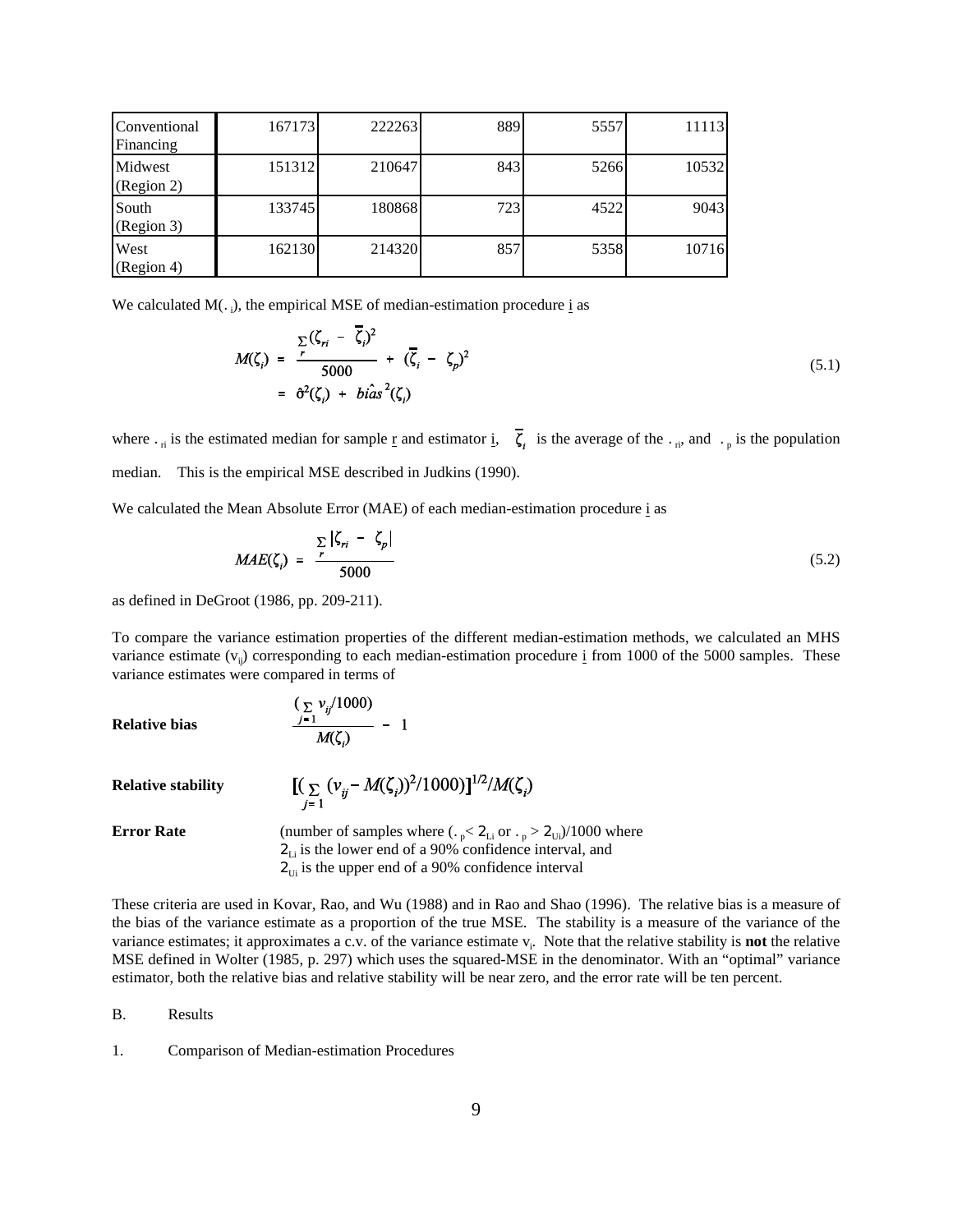| Conventional Financing | 167173 | 222263 | 889 | 5557 | 11113 |
|---|---|---|---|---|---|
| Midwest (Region 2) | 151312 | 210647 | 843 | 5266 | 10532 |
| South (Region 3) | 133745 | 180868 | 723 | 4522 | 9043 |
| West (Region 4) | 162130 | 214320 | 857 | 5358 | 10716 |

We calculated $M(\zeta_i)$, the empirical MSE of median-estimation procedure i as

$$M(\zeta_i) = \frac{\sum_r (\zeta_{ri} - \bar{\zeta}_i)^2}{5000} + (\bar{\zeta}_i - \zeta_p)^2 = \hat{\sigma}^2(\zeta_i) + \hat{bias}^2(\zeta_i) \tag{5.1}$$

where $\zeta_{ri}$ is the estimated median for sample r and estimator i, $\bar{\zeta}_i$ is the average of the $\zeta_{ri}$, and $\zeta_p$ is the population median. This is the empirical MSE described in Judkins (1990).

We calculated the Mean Absolute Error (MAE) of each median-estimation procedure i as

$$MAE(\zeta_i) = \frac{\sum_r |\zeta_{ri} - \zeta_p|}{5000} \tag{5.2}$$

as defined in DeGroot (1986, pp. 209-211).

To compare the variance estimation properties of the different median-estimation methods, we calculated an MHS variance estimate ($v_{ij}$) corresponding to each median-estimation procedure i from 1000 of the 5000 samples. These variance estimates were compared in terms of

**Relative bias** $\qquad \dfrac{(\sum_{j=1} v_{ij}/1000)}{M(\zeta_i)} - 1$

**Relative stability** $\qquad [(\sum_{j=1} (v_{ij} - M(\zeta_i))^2/1000)]^{1/2}/M(\zeta_i)$

**Error Rate** $\qquad$ (number of samples where ($\zeta_p < \zeta_{Li}$ or $\zeta_p > \zeta_{Ui}$)/1000 where $\zeta_{Li}$ is the lower end of a 90% confidence interval, and $\zeta_{Ui}$ is the upper end of a 90% confidence interval

These criteria are used in Kovar, Rao, and Wu (1988) and in Rao and Shao (1996). The relative bias is a measure of the bias of the variance estimate as a proportion of the true MSE. The stability is a measure of the variance of the variance estimates; it approximates a c.v. of the variance estimate $v_i$. Note that the relative stability is **not** the relative MSE defined in Wolter (1985, p. 297) which uses the squared-MSE in the denominator. With an "optimal" variance estimator, both the relative bias and relative stability will be near zero, and the error rate will be ten percent.

B. Results

1. Comparison of Median-estimation Procedures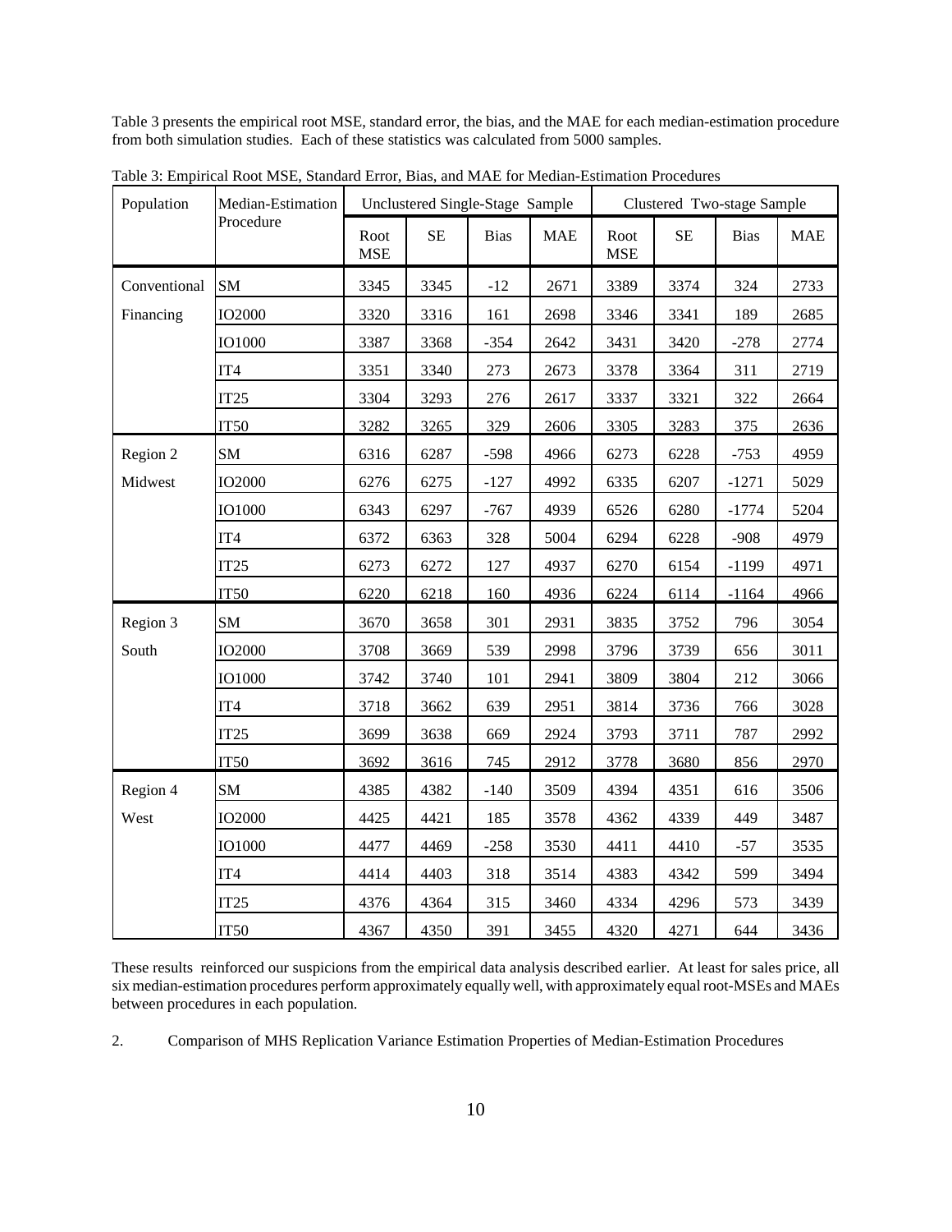Table 3 presents the empirical root MSE, standard error, the bias, and the MAE for each median-estimation procedure from both simulation studies. Each of these statistics was calculated from 5000 samples.

Table 3: Empirical Root MSE, Standard Error, Bias, and MAE for Median-Estimation Procedures

| Population | Median-Estimation Procedure | Unclustered Single-Stage Sample | | | | Clustered Two-stage Sample | | | |
|---|---|---|---|---|---|---|---|---|---|
| | | Root MSE | SE | Bias | MAE | Root MSE | SE | Bias | MAE |
| Conventional Financing | SM | 3345 | 3345 | -12 | 2671 | 3389 | 3374 | 324 | 2733 |
| | IO2000 | 3320 | 3316 | 161 | 2698 | 3346 | 3341 | 189 | 2685 |
| | IO1000 | 3387 | 3368 | -354 | 2642 | 3431 | 3420 | -278 | 2774 |
| | IT4 | 3351 | 3340 | 273 | 2673 | 3378 | 3364 | 311 | 2719 |
| | IT25 | 3304 | 3293 | 276 | 2617 | 3337 | 3321 | 322 | 2664 |
| | IT50 | 3282 | 3265 | 329 | 2606 | 3305 | 3283 | 375 | 2636 |
| Region 2 Midwest | SM | 6316 | 6287 | -598 | 4966 | 6273 | 6228 | -753 | 4959 |
| | IO2000 | 6276 | 6275 | -127 | 4992 | 6335 | 6207 | -1271 | 5029 |
| | IO1000 | 6343 | 6297 | -767 | 4939 | 6526 | 6280 | -1774 | 5204 |
| | IT4 | 6372 | 6363 | 328 | 5004 | 6294 | 6228 | -908 | 4979 |
| | IT25 | 6273 | 6272 | 127 | 4937 | 6270 | 6154 | -1199 | 4971 |
| | IT50 | 6220 | 6218 | 160 | 4936 | 6224 | 6114 | -1164 | 4966 |
| Region 3 South | SM | 3670 | 3658 | 301 | 2931 | 3835 | 3752 | 796 | 3054 |
| | IO2000 | 3708 | 3669 | 539 | 2998 | 3796 | 3739 | 656 | 3011 |
| | IO1000 | 3742 | 3740 | 101 | 2941 | 3809 | 3804 | 212 | 3066 |
| | IT4 | 3718 | 3662 | 639 | 2951 | 3814 | 3736 | 766 | 3028 |
| | IT25 | 3699 | 3638 | 669 | 2924 | 3793 | 3711 | 787 | 2992 |
| | IT50 | 3692 | 3616 | 745 | 2912 | 3778 | 3680 | 856 | 2970 |
| Region 4 West | SM | 4385 | 4382 | -140 | 3509 | 4394 | 4351 | 616 | 3506 |
| | IO2000 | 4425 | 4421 | 185 | 3578 | 4362 | 4339 | 449 | 3487 |
| | IO1000 | 4477 | 4469 | -258 | 3530 | 4411 | 4410 | -57 | 3535 |
| | IT4 | 4414 | 4403 | 318 | 3514 | 4383 | 4342 | 599 | 3494 |
| | IT25 | 4376 | 4364 | 315 | 3460 | 4334 | 4296 | 573 | 3439 |
| | IT50 | 4367 | 4350 | 391 | 3455 | 4320 | 4271 | 644 | 3436 |

These results reinforced our suspicions from the empirical data analysis described earlier. At least for sales price, all six median-estimation procedures perform approximately equally well, with approximately equal root-MSEs and MAEs between procedures in each population.

2. Comparison of MHS Replication Variance Estimation Properties of Median-Estimation Procedures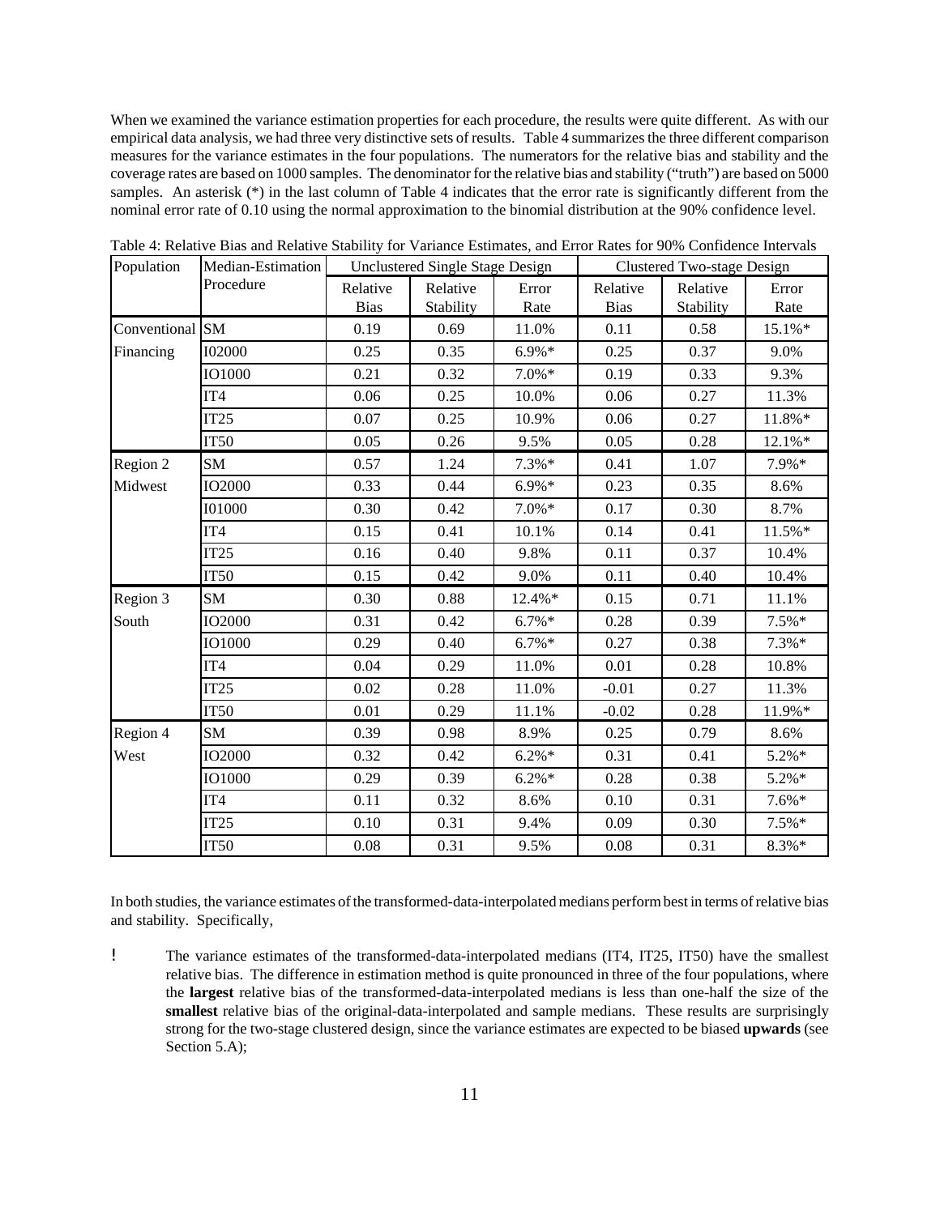When we examined the variance estimation properties for each procedure, the results were quite different. As with our empirical data analysis, we had three very distinctive sets of results. Table 4 summarizes the three different comparison measures for the variance estimates in the four populations. The numerators for the relative bias and stability and the coverage rates are based on 1000 samples. The denominator for the relative bias and stability ("truth") are based on 5000 samples. An asterisk (*) in the last column of Table 4 indicates that the error rate is significantly different from the nominal error rate of 0.10 using the normal approximation to the binomial distribution at the 90% confidence level.

Table 4: Relative Bias and Relative Stability for Variance Estimates, and Error Rates for 90% Confidence Intervals

| Population | Median-Estimation Procedure | Unclustered Single Stage Design | | | Clustered Two-stage Design | | |
|---|---|---|---|---|---|---|---|
| | | Relative Bias | Relative Stability | Error Rate | Relative Bias | Relative Stability | Error Rate |
| Conventional Financing | SM | 0.19 | 0.69 | 11.0% | 0.11 | 0.58 | 15.1%* |
| | I02000 | 0.25 | 0.35 | 6.9%* | 0.25 | 0.37 | 9.0% |
| | IO1000 | 0.21 | 0.32 | 7.0%* | 0.19 | 0.33 | 9.3% |
| | IT4 | 0.06 | 0.25 | 10.0% | 0.06 | 0.27 | 11.3% |
| | IT25 | 0.07 | 0.25 | 10.9% | 0.06 | 0.27 | 11.8%* |
| | IT50 | 0.05 | 0.26 | 9.5% | 0.05 | 0.28 | 12.1%* |
| Region 2 Midwest | SM | 0.57 | 1.24 | 7.3%* | 0.41 | 1.07 | 7.9%* |
| | IO2000 | 0.33 | 0.44 | 6.9%* | 0.23 | 0.35 | 8.6% |
| | I01000 | 0.30 | 0.42 | 7.0%* | 0.17 | 0.30 | 8.7% |
| | IT4 | 0.15 | 0.41 | 10.1% | 0.14 | 0.41 | 11.5%* |
| | IT25 | 0.16 | 0.40 | 9.8% | 0.11 | 0.37 | 10.4% |
| | IT50 | 0.15 | 0.42 | 9.0% | 0.11 | 0.40 | 10.4% |
| Region 3 South | SM | 0.30 | 0.88 | 12.4%* | 0.15 | 0.71 | 11.1% |
| | IO2000 | 0.31 | 0.42 | 6.7%* | 0.28 | 0.39 | 7.5%* |
| | IO1000 | 0.29 | 0.40 | 6.7%* | 0.27 | 0.38 | 7.3%* |
| | IT4 | 0.04 | 0.29 | 11.0% | 0.01 | 0.28 | 10.8% |
| | IT25 | 0.02 | 0.28 | 11.0% | -0.01 | 0.27 | 11.3% |
| | IT50 | 0.01 | 0.29 | 11.1% | -0.02 | 0.28 | 11.9%* |
| Region 4 West | SM | 0.39 | 0.98 | 8.9% | 0.25 | 0.79 | 8.6% |
| | IO2000 | 0.32 | 0.42 | 6.2%* | 0.31 | 0.41 | 5.2%* |
| | IO1000 | 0.29 | 0.39 | 6.2%* | 0.28 | 0.38 | 5.2%* |
| | IT4 | 0.11 | 0.32 | 8.6% | 0.10 | 0.31 | 7.6%* |
| | IT25 | 0.10 | 0.31 | 9.4% | 0.09 | 0.30 | 7.5%* |
| | IT50 | 0.08 | 0.31 | 9.5% | 0.08 | 0.31 | 8.3%* |

In both studies, the variance estimates of the transformed-data-interpolated medians perform best in terms of relative bias and stability. Specifically,

! The variance estimates of the transformed-data-interpolated medians (IT4, IT25, IT50) have the smallest relative bias. The difference in estimation method is quite pronounced in three of the four populations, where the **largest** relative bias of the transformed-data-interpolated medians is less than one-half the size of the **smallest** relative bias of the original-data-interpolated and sample medians. These results are surprisingly strong for the two-stage clustered design, since the variance estimates are expected to be biased **upwards** (see Section 5.A);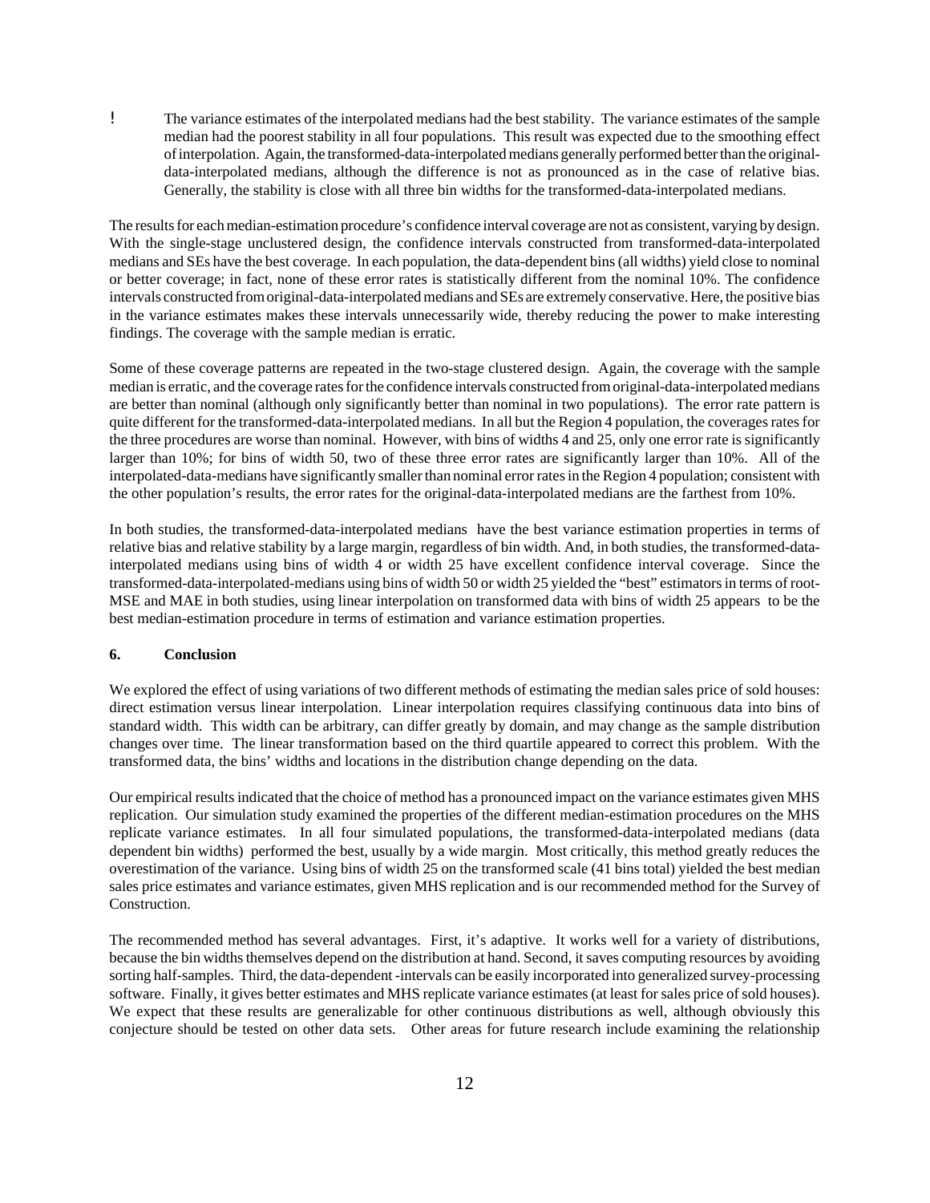- The variance estimates of the interpolated medians had the best stability. The variance estimates of the sample median had the poorest stability in all four populations. This result was expected due to the smoothing effect of interpolation. Again, the transformed-data-interpolated medians generally performed better than the original-data-interpolated medians, although the difference is not as pronounced as in the case of relative bias. Generally, the stability is close with all three bin widths for the transformed-data-interpolated medians.

The results for each median-estimation procedure's confidence interval coverage are not as consistent, varying by design. With the single-stage unclustered design, the confidence intervals constructed from transformed-data-interpolated medians and SEs have the best coverage. In each population, the data-dependent bins (all widths) yield close to nominal or better coverage; in fact, none of these error rates is statistically different from the nominal 10%. The confidence intervals constructed from original-data-interpolated medians and SEs are extremely conservative. Here, the positive bias in the variance estimates makes these intervals unnecessarily wide, thereby reducing the power to make interesting findings. The coverage with the sample median is erratic.

Some of these coverage patterns are repeated in the two-stage clustered design. Again, the coverage with the sample median is erratic, and the coverage rates for the confidence intervals constructed from original-data-interpolated medians are better than nominal (although only significantly better than nominal in two populations). The error rate pattern is quite different for the transformed-data-interpolated medians. In all but the Region 4 population, the coverages rates for the three procedures are worse than nominal. However, with bins of widths 4 and 25, only one error rate is significantly larger than 10%; for bins of width 50, two of these three error rates are significantly larger than 10%. All of the interpolated-data-medians have significantly smaller than nominal error rates in the Region 4 population; consistent with the other population's results, the error rates for the original-data-interpolated medians are the farthest from 10%.

In both studies, the transformed-data-interpolated medians have the best variance estimation properties in terms of relative bias and relative stability by a large margin, regardless of bin width. And, in both studies, the transformed-data-interpolated medians using bins of width 4 or width 25 have excellent confidence interval coverage. Since the transformed-data-interpolated-medians using bins of width 50 or width 25 yielded the "best" estimators in terms of root-MSE and MAE in both studies, using linear interpolation on transformed data with bins of width 25 appears to be the best median-estimation procedure in terms of estimation and variance estimation properties.

### 6. Conclusion

We explored the effect of using variations of two different methods of estimating the median sales price of sold houses: direct estimation versus linear interpolation. Linear interpolation requires classifying continuous data into bins of standard width. This width can be arbitrary, can differ greatly by domain, and may change as the sample distribution changes over time. The linear transformation based on the third quartile appeared to correct this problem. With the transformed data, the bins' widths and locations in the distribution change depending on the data.

Our empirical results indicated that the choice of method has a pronounced impact on the variance estimates given MHS replication. Our simulation study examined the properties of the different median-estimation procedures on the MHS replicate variance estimates. In all four simulated populations, the transformed-data-interpolated medians (data dependent bin widths) performed the best, usually by a wide margin. Most critically, this method greatly reduces the overestimation of the variance. Using bins of width 25 on the transformed scale (41 bins total) yielded the best median sales price estimates and variance estimates, given MHS replication and is our recommended method for the Survey of Construction.

The recommended method has several advantages. First, it's adaptive. It works well for a variety of distributions, because the bin widths themselves depend on the distribution at hand. Second, it saves computing resources by avoiding sorting half-samples. Third, the data-dependent -intervals can be easily incorporated into generalized survey-processing software. Finally, it gives better estimates and MHS replicate variance estimates (at least for sales price of sold houses). We expect that these results are generalizable for other continuous distributions as well, although obviously this conjecture should be tested on other data sets. Other areas for future research include examining the relationship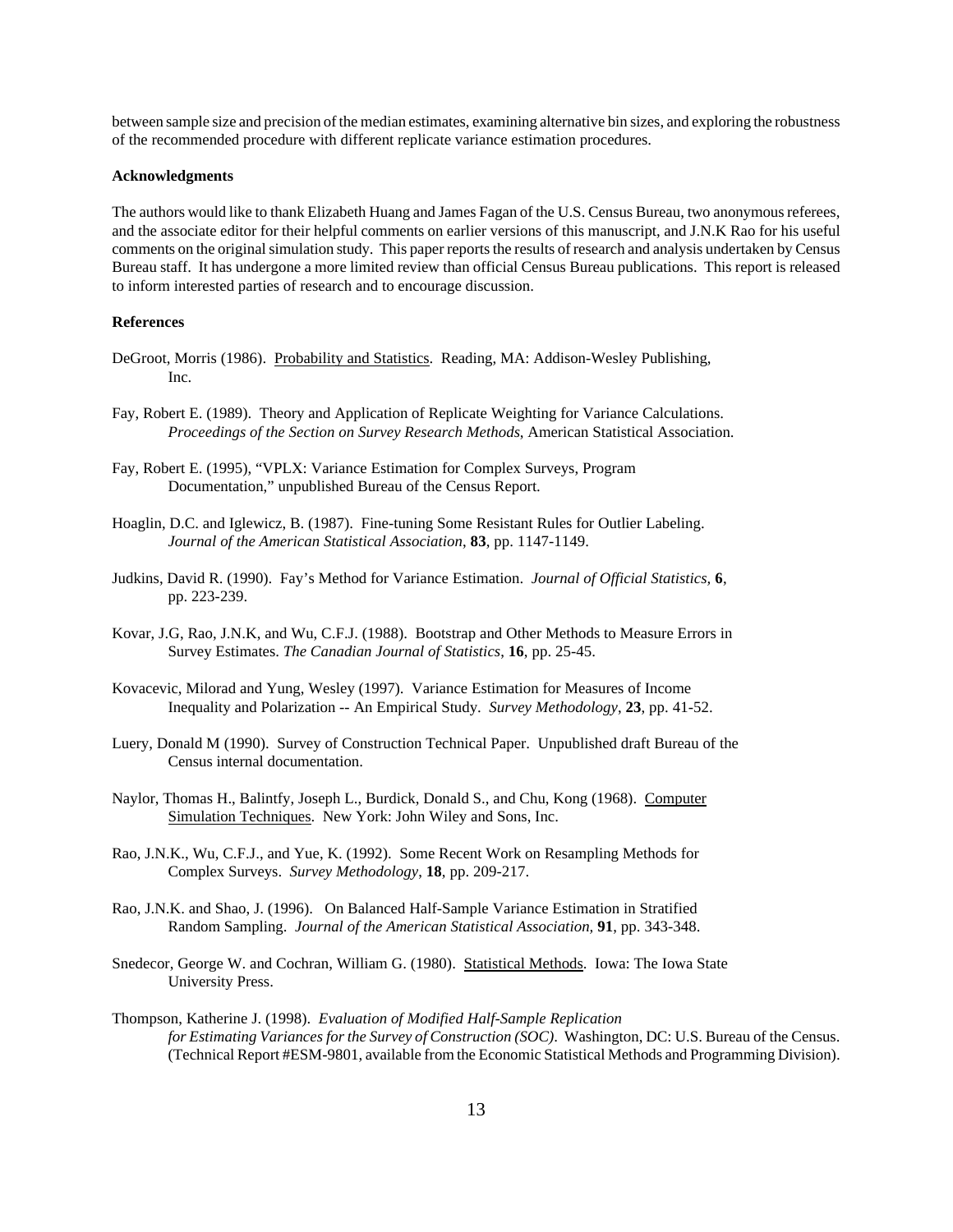between sample size and precision of the median estimates, examining alternative bin sizes, and exploring the robustness of the recommended procedure with different replicate variance estimation procedures.

**Acknowledgments**

The authors would like to thank Elizabeth Huang and James Fagan of the U.S. Census Bureau, two anonymous referees, and the associate editor for their helpful comments on earlier versions of this manuscript, and J.N.K Rao for his useful comments on the original simulation study. This paper reports the results of research and analysis undertaken by Census Bureau staff. It has undergone a more limited review than official Census Bureau publications. This report is released to inform interested parties of research and to encourage discussion.

**References**

DeGroot, Morris (1986). Probability and Statistics. Reading, MA: Addison-Wesley Publishing, Inc.

Fay, Robert E. (1989). Theory and Application of Replicate Weighting for Variance Calculations. *Proceedings of the Section on Survey Research Methods*, American Statistical Association.

Fay, Robert E. (1995), "VPLX: Variance Estimation for Complex Surveys, Program Documentation," unpublished Bureau of the Census Report.

Hoaglin, D.C. and Iglewicz, B. (1987). Fine-tuning Some Resistant Rules for Outlier Labeling. *Journal of the American Statistical Association*, **83**, pp. 1147-1149.

Judkins, David R. (1990). Fay's Method for Variance Estimation. *Journal of Official Statistics,* **6**, pp. 223-239.

Kovar, J.G, Rao, J.N.K, and Wu, C.F.J. (1988). Bootstrap and Other Methods to Measure Errors in Survey Estimates. *The Canadian Journal of Statistics*, **16**, pp. 25-45.

Kovacevic, Milorad and Yung, Wesley (1997). Variance Estimation for Measures of Income Inequality and Polarization -- An Empirical Study. *Survey Methodology*, **23**, pp. 41-52.

Luery, Donald M (1990). Survey of Construction Technical Paper. Unpublished draft Bureau of the Census internal documentation.

Naylor, Thomas H., Balintfy, Joseph L., Burdick, Donald S., and Chu, Kong (1968). Computer Simulation Techniques. New York: John Wiley and Sons, Inc.

Rao, J.N.K., Wu, C.F.J., and Yue, K. (1992). Some Recent Work on Resampling Methods for Complex Surveys. *Survey Methodology*, **18**, pp. 209-217.

Rao, J.N.K. and Shao, J. (1996). On Balanced Half-Sample Variance Estimation in Stratified Random Sampling. *Journal of the American Statistical Association,* **91**, pp. 343-348.

Snedecor, George W. and Cochran, William G. (1980). Statistical Methods. Iowa: The Iowa State University Press.

Thompson, Katherine J. (1998). *Evaluation of Modified Half-Sample Replication for Estimating Variances for the Survey of Construction (SOC).* Washington, DC: U.S. Bureau of the Census. (Technical Report #ESM-9801, available from the Economic Statistical Methods and Programming Division).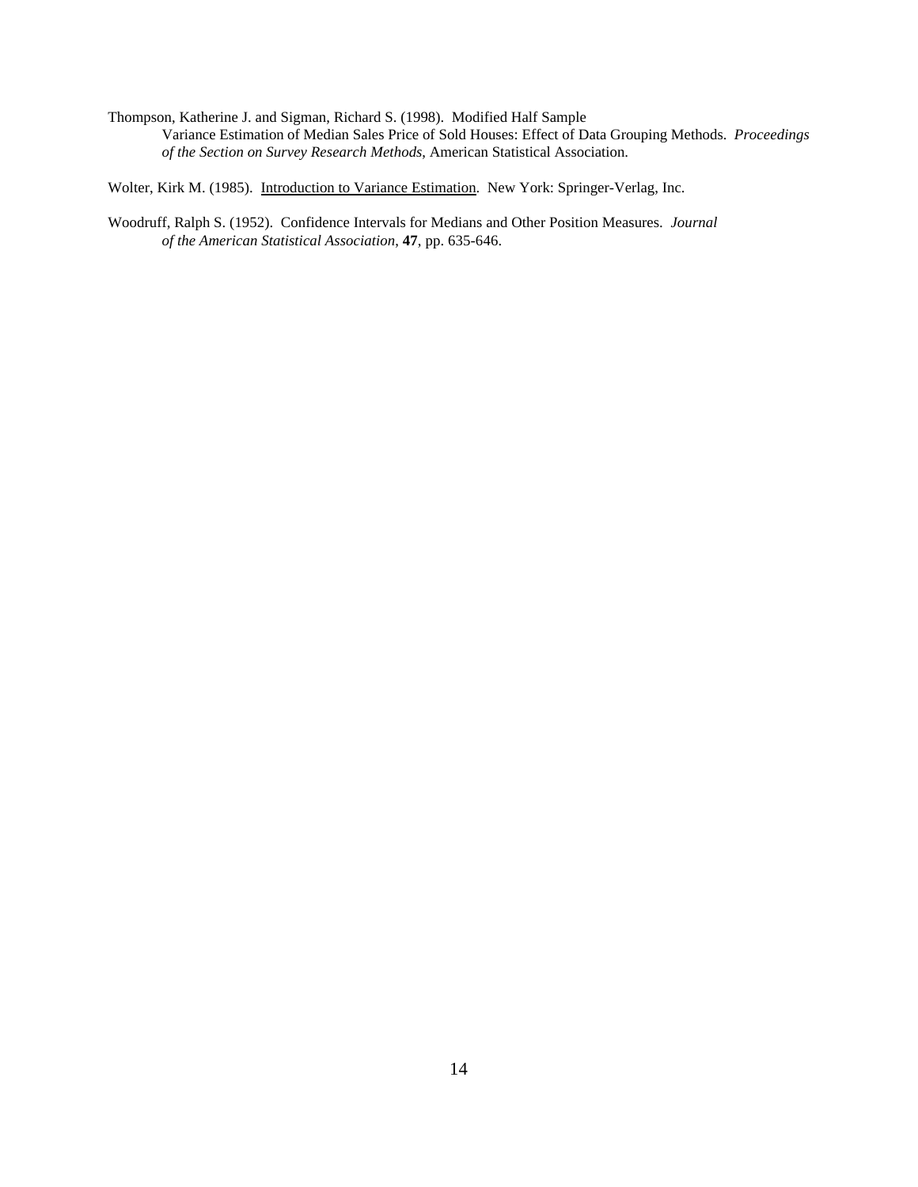Thompson, Katherine J. and Sigman, Richard S. (1998). Modified Half Sample Variance Estimation of Median Sales Price of Sold Houses: Effect of Data Grouping Methods. *Proceedings of the Section on Survey Research Methods*, American Statistical Association.

Wolter, Kirk M. (1985). Introduction to Variance Estimation. New York: Springer-Verlag, Inc.

Woodruff, Ralph S. (1952). Confidence Intervals for Medians and Other Position Measures. *Journal of the American Statistical Association*, **47**, pp. 635-646.